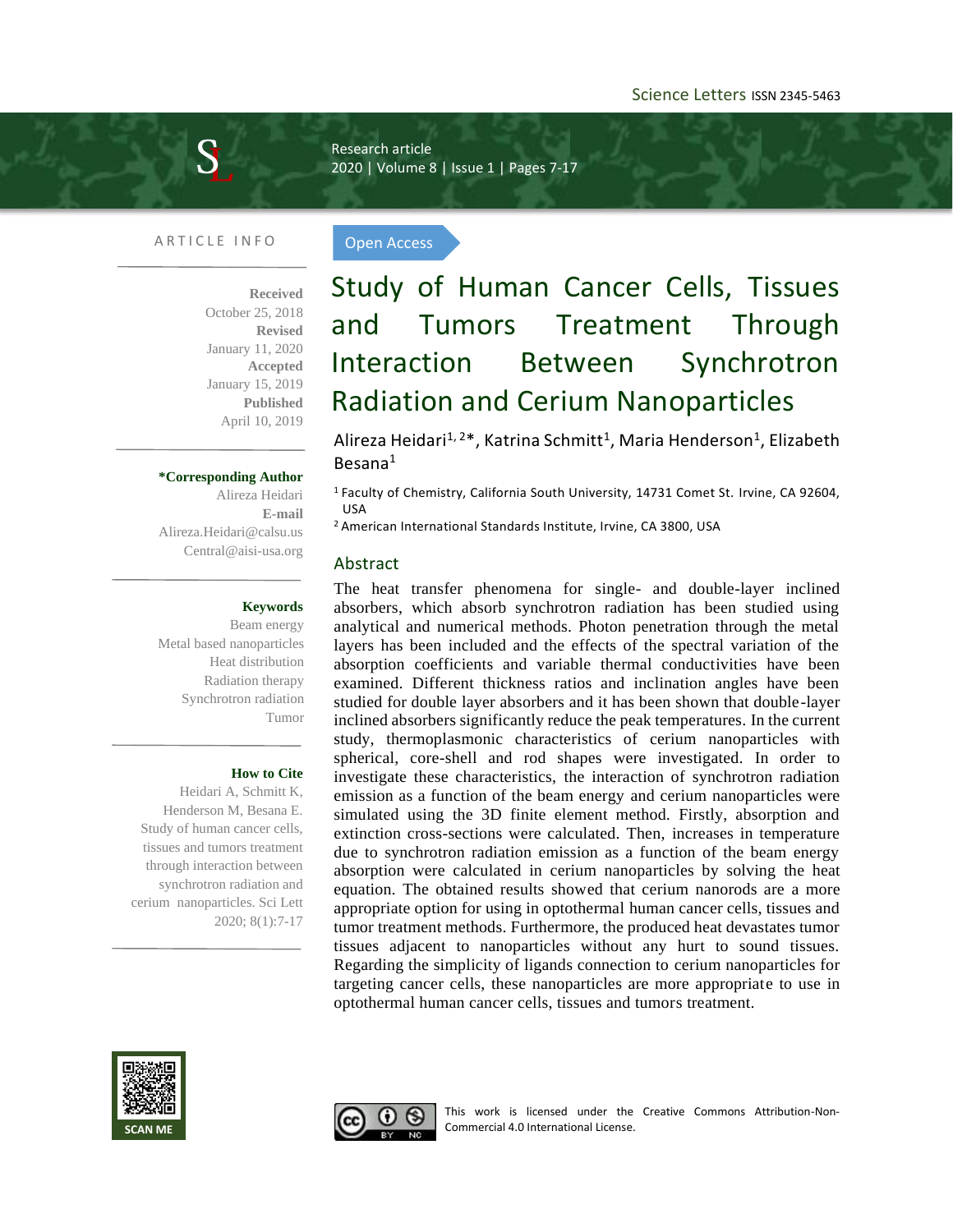Science Letters ISSN 2345-5463

Research article

Open Access

# Study of Human Cancer Cells, Tissues and Tumors Treatment Through Interaction Between Synchrotron Radiation and Cerium Nanoparticles

Alireza Heidari[1, 2*], Katrina Schmitt[1], Maria Henderson[1], Elizabeth Besana[1]

[1] Faculty of Chemistry, California South University, 14731 Comet St. Irvine, CA 92604, USA

[2] American International Standards Institute, Irvine, CA 3800, USA

## ARTICLE INFO

**Received**
October 25, 2018

**Revised**
January 11, 2020

**Accepted**
January 15, 2019

**Published**
April 10, 2019

**\*Corresponding Author**
Alireza Heidari

**E-mail**
Alireza.Heidari@calsu.us
Central@aisi-usa.org

**Keywords**
Beam energy
Metal based nanoparticles
Heat distribution
Radiation therapy
Synchrotron radiation
Tumor

**How to Cite**
Heidari A, Schmitt K, Henderson M, Besana E. Study of human cancer cells, tissues and tumors treatment through interaction between synchrotron radiation and cerium nanoparticles. Sci Lett 2020; 8(1):7-17

## Abstract

The heat transfer phenomena for single- and double-layer inclined absorbers, which absorb synchrotron radiation has been studied using analytical and numerical methods. Photon penetration through the metal layers has been included and the effects of the spectral variation of the absorption coefficients and variable thermal conductivities have been examined. Different thickness ratios and inclination angles have been studied for double layer absorbers and it has been shown that double-layer inclined absorbers significantly reduce the peak temperatures. In the current study, thermoplasmonic characteristics of cerium nanoparticles with spherical, core-shell and rod shapes were investigated. In order to investigate these characteristics, the interaction of synchrotron radiation emission as a function of the beam energy and cerium nanoparticles were simulated using the 3D finite element method. Firstly, absorption and extinction cross-sections were calculated. Then, increases in temperature due to synchrotron radiation emission as a function of the beam energy absorption were calculated in cerium nanoparticles by solving the heat equation. The obtained results showed that cerium nanorods are a more appropriate option for using in optothermal human cancer cells, tissues and tumor treatment methods. Furthermore, the produced heat devastates tumor tissues adjacent to nanoparticles without any hurt to sound tissues. Regarding the simplicity of ligands connection to cerium nanoparticles for targeting cancer cells, these nanoparticles are more appropriate to use in optothermal human cancer cells, tissues and tumors treatment.

This work is licensed under the Creative Commons Attribution-Non-Commercial 4.0 International License.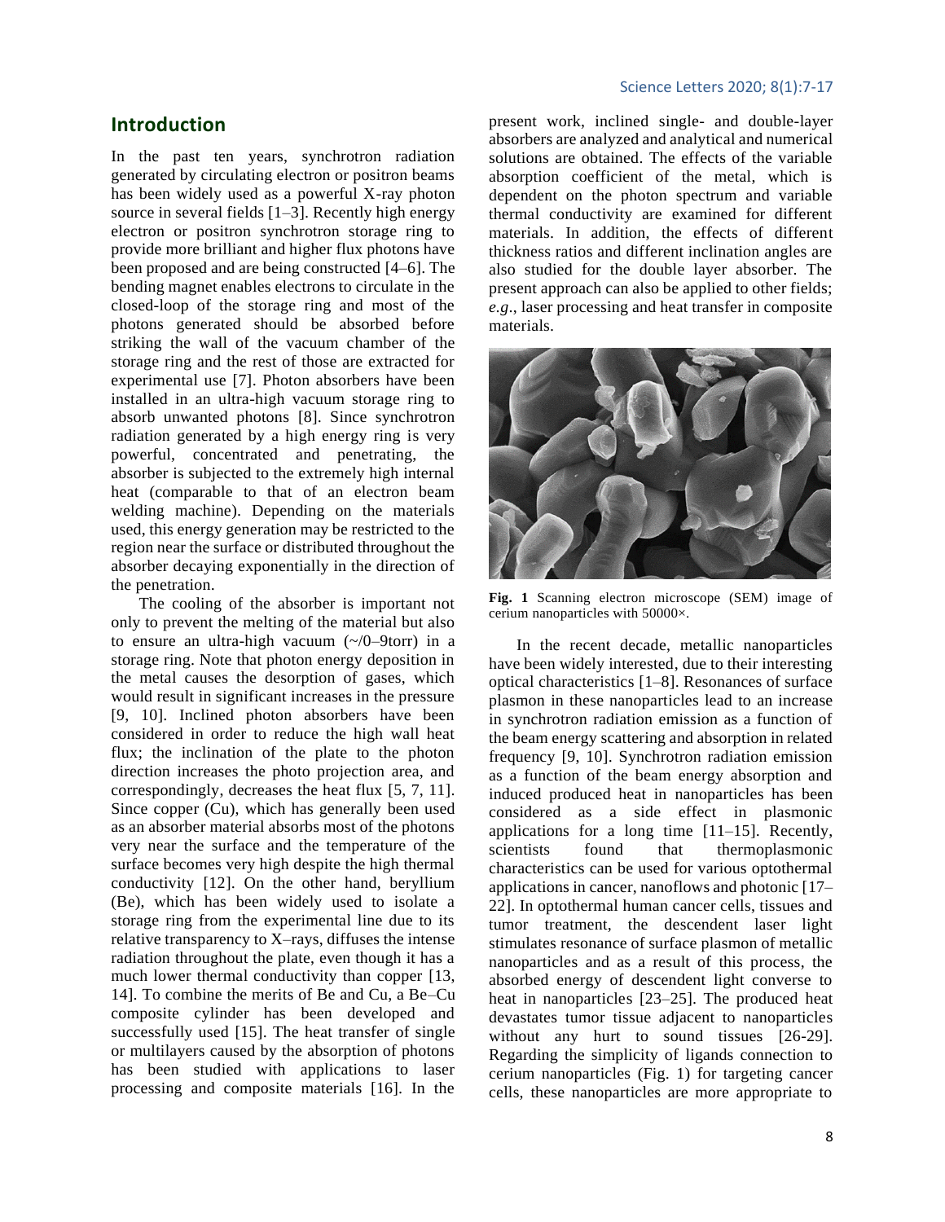## Introduction

In the past ten years, synchrotron radiation generated by circulating electron or positron beams has been widely used as a powerful X-ray photon source in several fields [1–3]. Recently high energy electron or positron synchrotron storage ring to provide more brilliant and higher flux photons have been proposed and are being constructed [4–6]. The bending magnet enables electrons to circulate in the closed-loop of the storage ring and most of the photons generated should be absorbed before striking the wall of the vacuum chamber of the storage ring and the rest of those are extracted for experimental use [7]. Photon absorbers have been installed in an ultra-high vacuum storage ring to absorb unwanted photons [8]. Since synchrotron radiation generated by a high energy ring is very powerful, concentrated and penetrating, the absorber is subjected to the extremely high internal heat (comparable to that of an electron beam welding machine). Depending on the materials used, this energy generation may be restricted to the region near the surface or distributed throughout the absorber decaying exponentially in the direction of the penetration.

The cooling of the absorber is important not only to prevent the melting of the material but also to ensure an ultra-high vacuum (~/0–9torr) in a storage ring. Note that photon energy deposition in the metal causes the desorption of gases, which would result in significant increases in the pressure [9, 10]. Inclined photon absorbers have been considered in order to reduce the high wall heat flux; the inclination of the plate to the photon direction increases the photo projection area, and correspondingly, decreases the heat flux [5, 7, 11]. Since copper (Cu), which has generally been used as an absorber material absorbs most of the photons very near the surface and the temperature of the surface becomes very high despite the high thermal conductivity [12]. On the other hand, beryllium (Be), which has been widely used to isolate a storage ring from the experimental line due to its relative transparency to X–rays, diffuses the intense radiation throughout the plate, even though it has a much lower thermal conductivity than copper [13, 14]. To combine the merits of Be and Cu, a Be–Cu composite cylinder has been developed and successfully used [15]. The heat transfer of single or multilayers caused by the absorption of photons has been studied with applications to laser processing and composite materials [16]. In the present work, inclined single- and double-layer absorbers are analyzed and analytical and numerical solutions are obtained. The effects of the variable absorption coefficient of the metal, which is dependent on the photon spectrum and variable thermal conductivity are examined for different materials. In addition, the effects of different thickness ratios and different inclination angles are also studied for the double layer absorber. The present approach can also be applied to other fields; *e.g.*, laser processing and heat transfer in composite materials.

**Fig. 1** Scanning electron microscope (SEM) image of cerium nanoparticles with 50000×.

In the recent decade, metallic nanoparticles have been widely interested, due to their interesting optical characteristics [1–8]. Resonances of surface plasmon in these nanoparticles lead to an increase in synchrotron radiation emission as a function of the beam energy scattering and absorption in related frequency [9, 10]. Synchrotron radiation emission as a function of the beam energy absorption and induced produced heat in nanoparticles has been considered as a side effect in plasmonic applications for a long time [11–15]. Recently, scientists found that thermoplasmonic characteristics can be used for various optothermal applications in cancer, nanoflows and photonic [17–22]. In optothermal human cancer cells, tissues and tumor treatment, the descendent laser light stimulates resonance of surface plasmon of metallic nanoparticles and as a result of this process, the absorbed energy of descendent light converse to heat in nanoparticles [23–25]. The produced heat devastates tumor tissue adjacent to nanoparticles without any hurt to sound tissues [26-29]. Regarding the simplicity of ligands connection to cerium nanoparticles (Fig. 1) for targeting cancer cells, these nanoparticles are more appropriate to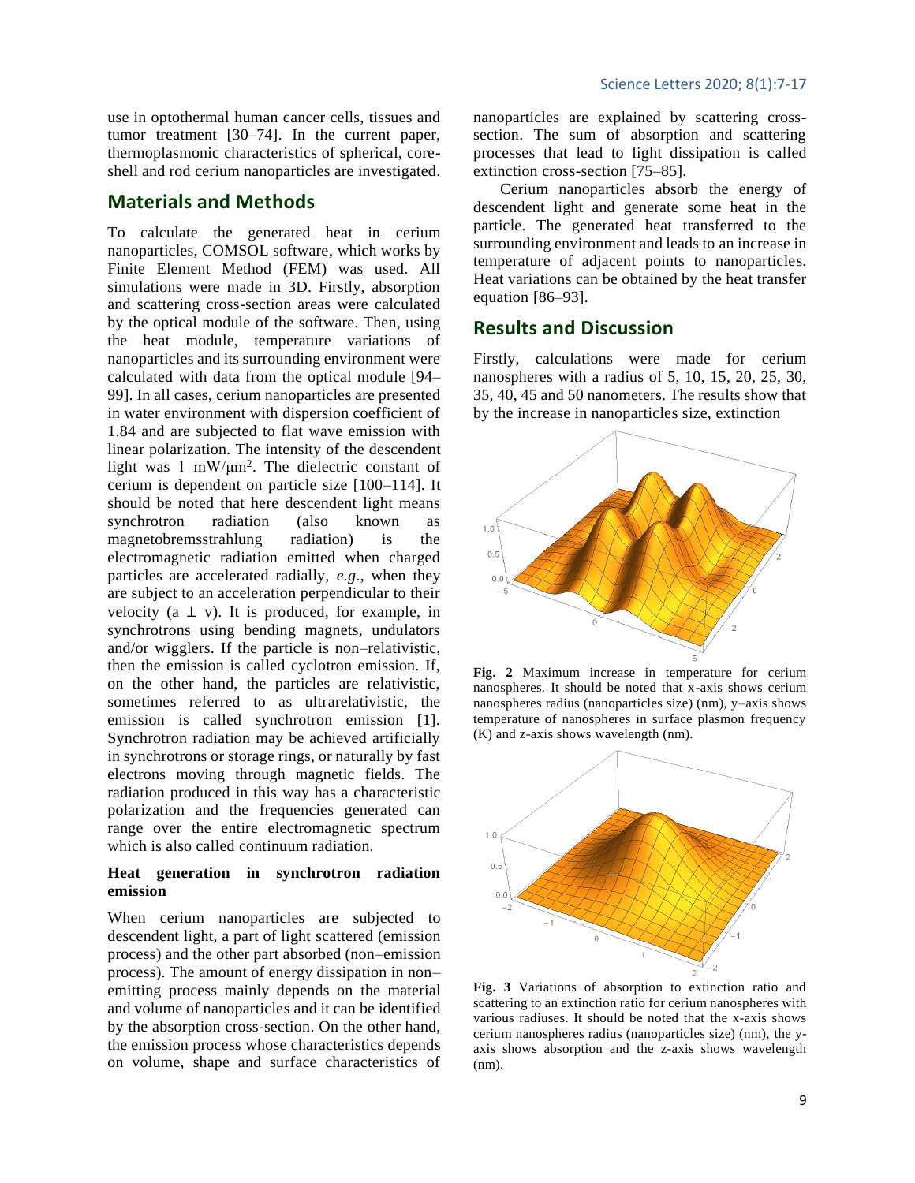use in optothermal human cancer cells, tissues and tumor treatment [30–74]. In the current paper, thermoplasmonic characteristics of spherical, core-shell and rod cerium nanoparticles are investigated.

## Materials and Methods

To calculate the generated heat in cerium nanoparticles, COMSOL software, which works by Finite Element Method (FEM) was used. All simulations were made in 3D. Firstly, absorption and scattering cross-section areas were calculated by the optical module of the software. Then, using the heat module, temperature variations of nanoparticles and its surrounding environment were calculated with data from the optical module [94–99]. In all cases, cerium nanoparticles are presented in water environment with dispersion coefficient of 1.84 and are subjected to flat wave emission with linear polarization. The intensity of the descendent light was 1 mW/$\mu m^2$. The dielectric constant of cerium is dependent on particle size [100–114]. It should be noted that here descendent light means synchrotron radiation (also known as magnetobremsstrahlung radiation) is the electromagnetic radiation emitted when charged particles are accelerated radially, *e.g*., when they are subject to an acceleration perpendicular to their velocity ($a \perp v$). It is produced, for example, in synchrotrons using bending magnets, undulators and/or wigglers. If the particle is non–relativistic, then the emission is called cyclotron emission. If, on the other hand, the particles are relativistic, sometimes referred to as ultrarelativistic, the emission is called synchrotron emission [1]. Synchrotron radiation may be achieved artificially in synchrotrons or storage rings, or naturally by fast electrons moving through magnetic fields. The radiation produced in this way has a characteristic polarization and the frequencies generated can range over the entire electromagnetic spectrum which is also called continuum radiation.

### Heat generation in synchrotron radiation emission

When cerium nanoparticles are subjected to descendent light, a part of light scattered (emission process) and the other part absorbed (non–emission process). The amount of energy dissipation in non–emitting process mainly depends on the material and volume of nanoparticles and it can be identified by the absorption cross-section. On the other hand, the emission process whose characteristics depends on volume, shape and surface characteristics of nanoparticles are explained by scattering cross-section. The sum of absorption and scattering processes that lead to light dissipation is called extinction cross-section [75–85].

Cerium nanoparticles absorb the energy of descendent light and generate some heat in the particle. The generated heat transferred to the surrounding environment and leads to an increase in temperature of adjacent points to nanoparticles. Heat variations can be obtained by the heat transfer equation [86–93].

## Results and Discussion

Firstly, calculations were made for cerium nanospheres with a radius of 5, 10, 15, 20, 25, 30, 35, 40, 45 and 50 nanometers. The results show that by the increase in nanoparticles size, extinction

1.0
0.5
0.0
−5
0
5
2
0
−2

**Fig. 2** Maximum increase in temperature for cerium nanospheres. It should be noted that x-axis shows cerium nanospheres radius (nanoparticles size) (nm), y–axis shows temperature of nanospheres in surface plasmon frequency (K) and z-axis shows wavelength (nm).

1.0
0.5
0.0
−2
−1
0
1
2
2
1
0
−1
−2

**Fig. 3** Variations of absorption to extinction ratio and scattering to an extinction ratio for cerium nanospheres with various radiuses. It should be noted that the x-axis shows cerium nanospheres radius (nanoparticles size) (nm), the y-axis shows absorption and the z-axis shows wavelength (nm).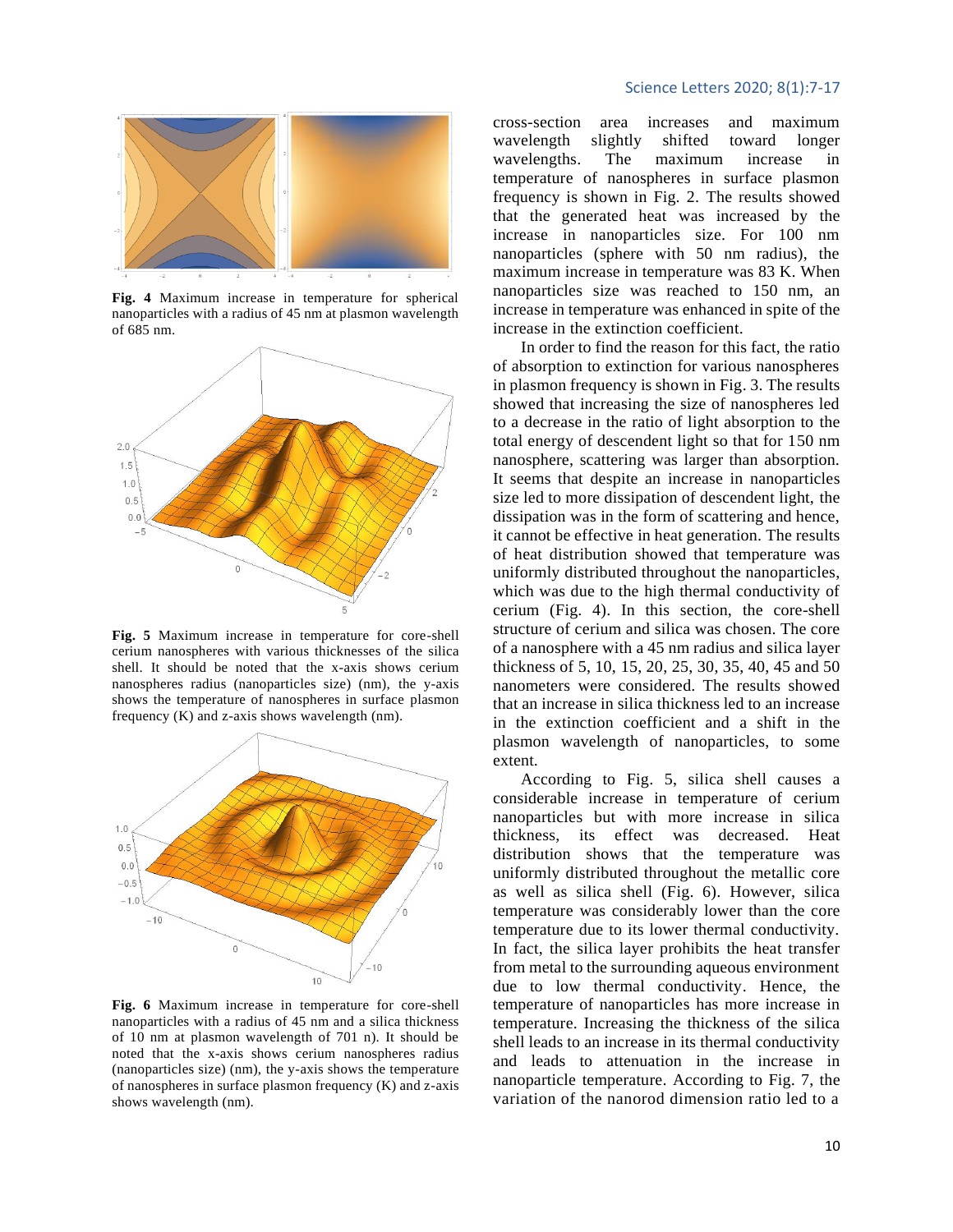**Fig. 4** Maximum increase in temperature for spherical nanoparticles with a radius of 45 nm at plasmon wavelength of 685 nm.

2.0
1.5
1.0
0.5
0.0
−5
0
5
2
0
−2

**Fig. 5** Maximum increase in temperature for core-shell cerium nanospheres with various thicknesses of the silica shell. It should be noted that the x-axis shows cerium nanospheres radius (nanoparticles size) (nm), the y-axis shows the temperature of nanospheres in surface plasmon frequency (K) and z-axis shows wavelength (nm).

1.0
0.5
0.0
−0.5
−1.0
−10
0
10
10
0
−10

**Fig. 6** Maximum increase in temperature for core-shell nanoparticles with a radius of 45 nm and a silica thickness of 10 nm at plasmon wavelength of 701 n). It should be noted that the x-axis shows cerium nanospheres radius (nanoparticles size) (nm), the y-axis shows the temperature of nanospheres in surface plasmon frequency (K) and z-axis shows wavelength (nm).

cross-section area increases and maximum wavelength slightly shifted toward longer wavelengths. The maximum increase in temperature of nanospheres in surface plasmon frequency is shown in Fig. 2. The results showed that the generated heat was increased by the increase in nanoparticles size. For 100 nm nanoparticles (sphere with 50 nm radius), the maximum increase in temperature was 83 K. When nanoparticles size was reached to 150 nm, an increase in temperature was enhanced in spite of the increase in the extinction coefficient.

In order to find the reason for this fact, the ratio of absorption to extinction for various nanospheres in plasmon frequency is shown in Fig. 3. The results showed that increasing the size of nanospheres led to a decrease in the ratio of light absorption to the total energy of descendent light so that for 150 nm nanosphere, scattering was larger than absorption. It seems that despite an increase in nanoparticles size led to more dissipation of descendent light, the dissipation was in the form of scattering and hence, it cannot be effective in heat generation. The results of heat distribution showed that temperature was uniformly distributed throughout the nanoparticles, which was due to the high thermal conductivity of cerium (Fig. 4). In this section, the core-shell structure of cerium and silica was chosen. The core of a nanosphere with a 45 nm radius and silica layer thickness of 5, 10, 15, 20, 25, 30, 35, 40, 45 and 50 nanometers were considered. The results showed that an increase in silica thickness led to an increase in the extinction coefficient and a shift in the plasmon wavelength of nanoparticles, to some extent.

According to Fig. 5, silica shell causes a considerable increase in temperature of cerium nanoparticles but with more increase in silica thickness, its effect was decreased. Heat distribution shows that the temperature was uniformly distributed throughout the metallic core as well as silica shell (Fig. 6). However, silica temperature was considerably lower than the core temperature due to its lower thermal conductivity. In fact, the silica layer prohibits the heat transfer from metal to the surrounding aqueous environment due to low thermal conductivity. Hence, the temperature of nanoparticles has more increase in temperature. Increasing the thickness of the silica shell leads to an increase in its thermal conductivity and leads to attenuation in the increase in nanoparticle temperature. According to Fig. 7, the variation of the nanorod dimension ratio led to a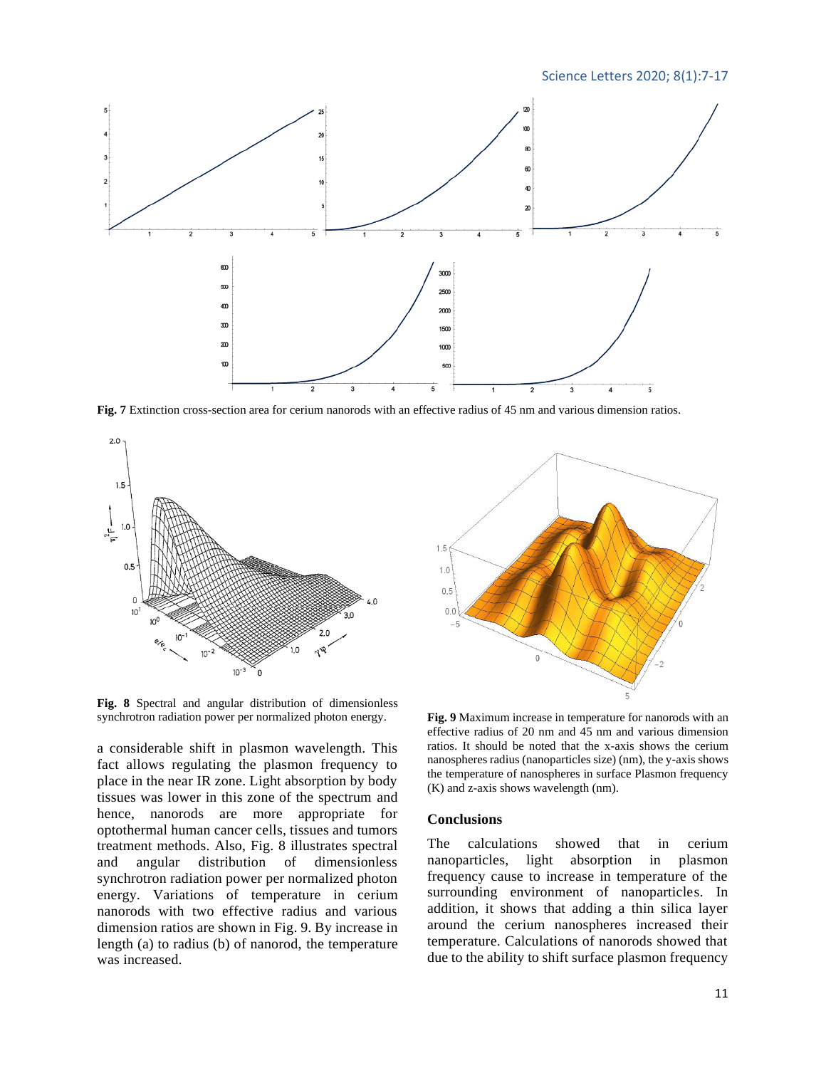5
4
3
2
1
1 2 3 4 5

25
20
15
10
5
1 2 3 4 5

120
100
80
60
40
20
1 2 3 4 5

600
500
400
300
200
100
1 2 3 4 5

3000
2500
2000
1500
1000
500
1 2 3 4 5

**Fig. 7** Extinction cross-section area for cerium nanorods with an effective radius of 45 nm and various dimension ratios.

2.0
1.5
1.0
0.5
0
$\eta^2 F$
$10^1$
$10^0$
$10^{-1}$
$10^{-2}$
$10^{-3}$
$\epsilon/\epsilon_c$
0
1.0
2.0
3.0
4.0
$\gamma\psi$

**Fig. 8** Spectral and angular distribution of dimensionless synchrotron radiation power per normalized photon energy.

1.5
1.0
0.5
0.0
−5
0
5
2
0
−2

**Fig. 9** Maximum increase in temperature for nanorods with an effective radius of 20 nm and 45 nm and various dimension ratios. It should be noted that the x-axis shows the cerium nanospheres radius (nanoparticles size) (nm), the y-axis shows the temperature of nanospheres in surface Plasmon frequency (K) and z-axis shows wavelength (nm).

a considerable shift in plasmon wavelength. This fact allows regulating the plasmon frequency to place in the near IR zone. Light absorption by body tissues was lower in this zone of the spectrum and hence, nanorods are more appropriate for optothermal human cancer cells, tissues and tumors treatment methods. Also, Fig. 8 illustrates spectral and angular distribution of dimensionless synchrotron radiation power per normalized photon energy. Variations of temperature in cerium nanorods with two effective radius and various dimension ratios are shown in Fig. 9. By increase in length (a) to radius (b) of nanorod, the temperature was increased.

## Conclusions

The calculations showed that in cerium nanoparticles, light absorption in plasmon frequency cause to increase in temperature of the surrounding environment of nanoparticles. In addition, it shows that adding a thin silica layer around the cerium nanospheres increased their temperature. Calculations of nanorods showed that due to the ability to shift surface plasmon frequency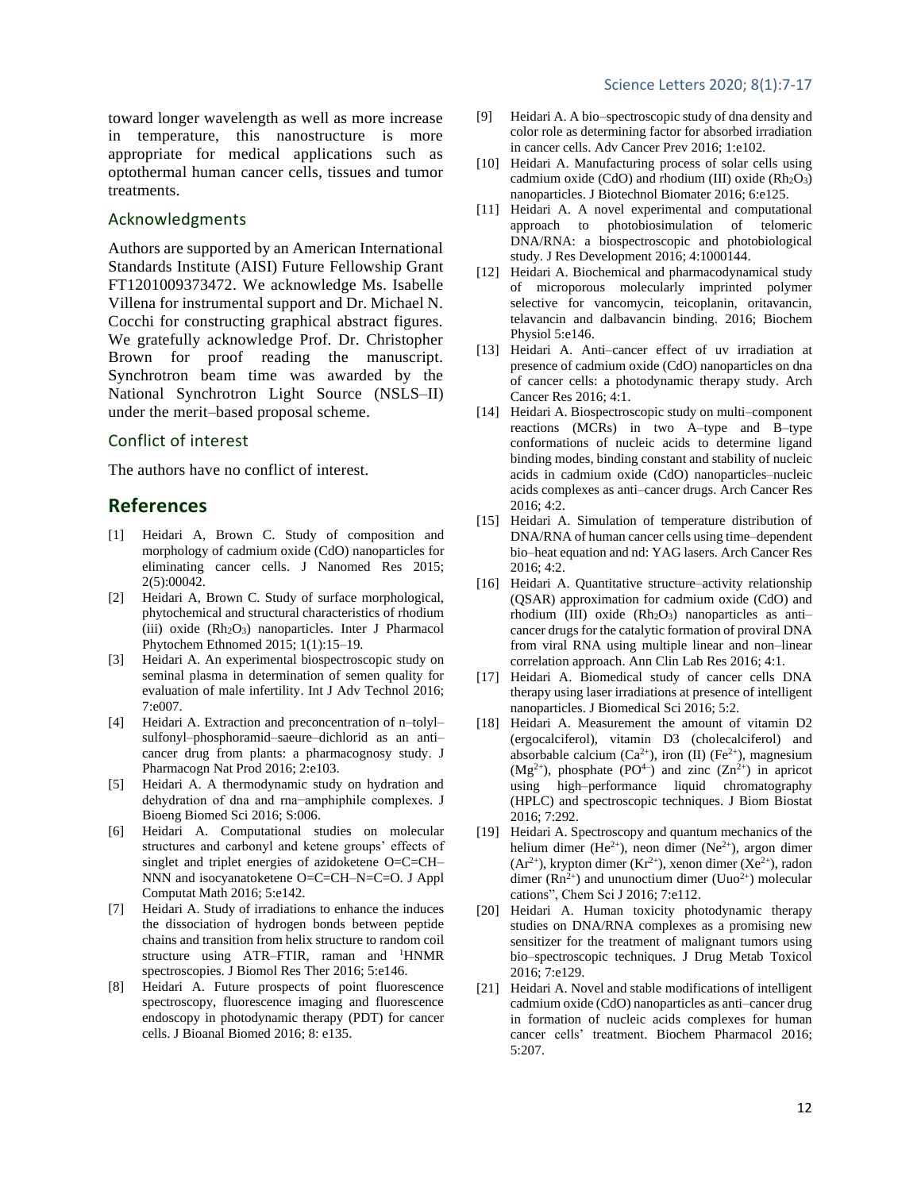toward longer wavelength as well as more increase in temperature, this nanostructure is more appropriate for medical applications such as optothermal human cancer cells, tissues and tumor treatments.

### Acknowledgments

Authors are supported by an American International Standards Institute (AISI) Future Fellowship Grant FT1201009373472. We acknowledge Ms. Isabelle Villena for instrumental support and Dr. Michael N. Cocchi for constructing graphical abstract figures. We gratefully acknowledge Prof. Dr. Christopher Brown for proof reading the manuscript. Synchrotron beam time was awarded by the National Synchrotron Light Source (NSLS–II) under the merit–based proposal scheme.

### Conflict of interest

The authors have no conflict of interest.

## References

[1] Heidari A, Brown C. Study of composition and morphology of cadmium oxide (CdO) nanoparticles for eliminating cancer cells. J Nanomed Res 2015; 2(5):00042.

[2] Heidari A, Brown C. Study of surface morphological, phytochemical and structural characteristics of rhodium (iii) oxide ($Rh_2O_3$) nanoparticles. Inter J Pharmacol Phytochem Ethnomed 2015; 1(1):15–19.

[3] Heidari A. An experimental biospectroscopic study on seminal plasma in determination of semen quality for evaluation of male infertility. Int J Adv Technol 2016; 7:e007.

[4] Heidari A. Extraction and preconcentration of n–tolyl–sulfonyl–phosphoramid–saeure–dichlorid as an anti–cancer drug from plants: a pharmacognosy study. J Pharmacogn Nat Prod 2016; 2:e103.

[5] Heidari A. A thermodynamic study on hydration and dehydration of dna and rna−amphiphile complexes. J Bioeng Biomed Sci 2016; S:006.

[6] Heidari A. Computational studies on molecular structures and carbonyl and ketene groups' effects of singlet and triplet energies of azidoketene O=C=CH–NNN and isocyanatoketene O=C=CH–N=C=O. J Appl Computat Math 2016; 5:e142.

[7] Heidari A. Study of irradiations to enhance the induces the dissociation of hydrogen bonds between peptide chains and transition from helix structure to random coil structure using ATR–FTIR, raman and $^1$HNMR spectroscopies. J Biomol Res Ther 2016; 5:e146.

[8] Heidari A. Future prospects of point fluorescence spectroscopy, fluorescence imaging and fluorescence endoscopy in photodynamic therapy (PDT) for cancer cells. J Bioanal Biomed 2016; 8: e135.

[9] Heidari A. A bio–spectroscopic study of dna density and color role as determining factor for absorbed irradiation in cancer cells. Adv Cancer Prev 2016; 1:e102.

[10] Heidari A. Manufacturing process of solar cells using cadmium oxide (CdO) and rhodium (III) oxide ($Rh_2O_3$) nanoparticles. J Biotechnol Biomater 2016; 6:e125.

[11] Heidari A. A novel experimental and computational approach to photobiosimulation of telomeric DNA/RNA: a biospectroscopic and photobiological study. J Res Development 2016; 4:1000144.

[12] Heidari A. Biochemical and pharmacodynamical study of microporous molecularly imprinted polymer selective for vancomycin, teicoplanin, oritavancin, telavancin and dalbavancin binding. 2016; Biochem Physiol 5:e146.

[13] Heidari A. Anti–cancer effect of uv irradiation at presence of cadmium oxide (CdO) nanoparticles on dna of cancer cells: a photodynamic therapy study. Arch Cancer Res 2016; 4:1.

[14] Heidari A. Biospectroscopic study on multi–component reactions (MCRs) in two A–type and B–type conformations of nucleic acids to determine ligand binding modes, binding constant and stability of nucleic acids in cadmium oxide (CdO) nanoparticles–nucleic acids complexes as anti–cancer drugs. Arch Cancer Res 2016; 4:2.

[15] Heidari A. Simulation of temperature distribution of DNA/RNA of human cancer cells using time–dependent bio–heat equation and nd: YAG lasers. Arch Cancer Res 2016; 4:2.

[16] Heidari A. Quantitative structure–activity relationship (QSAR) approximation for cadmium oxide (CdO) and rhodium (III) oxide ($Rh_2O_3$) nanoparticles as anti–cancer drugs for the catalytic formation of proviral DNA from viral RNA using multiple linear and non–linear correlation approach. Ann Clin Lab Res 2016; 4:1.

[17] Heidari A. Biomedical study of cancer cells DNA therapy using laser irradiations at presence of intelligent nanoparticles. J Biomedical Sci 2016; 5:2.

[18] Heidari A. Measurement the amount of vitamin D2 (ergocalciferol), vitamin D3 (cholecalciferol) and absorbable calcium ($Ca^{2+}$), iron (II) ($Fe^{2+}$), magnesium ($Mg^{2+}$), phosphate ($PO^{4-}$) and zinc ($Zn^{2+}$) in apricot using high–performance liquid chromatography (HPLC) and spectroscopic techniques. J Biom Biostat 2016; 7:292.

[19] Heidari A. Spectroscopy and quantum mechanics of the helium dimer ($He^{2+}$), neon dimer ($Ne^{2+}$), argon dimer ($Ar^{2+}$), krypton dimer ($Kr^{2+}$), xenon dimer ($Xe^{2+}$), radon dimer ($Rn^{2+}$) and ununoctium dimer ($Uuo^{2+}$) molecular cations", Chem Sci J 2016; 7:e112.

[20] Heidari A. Human toxicity photodynamic therapy studies on DNA/RNA complexes as a promising new sensitizer for the treatment of malignant tumors using bio–spectroscopic techniques. J Drug Metab Toxicol 2016; 7:e129.

[21] Heidari A. Novel and stable modifications of intelligent cadmium oxide (CdO) nanoparticles as anti–cancer drug in formation of nucleic acids complexes for human cancer cells' treatment. Biochem Pharmacol 2016; 5:207.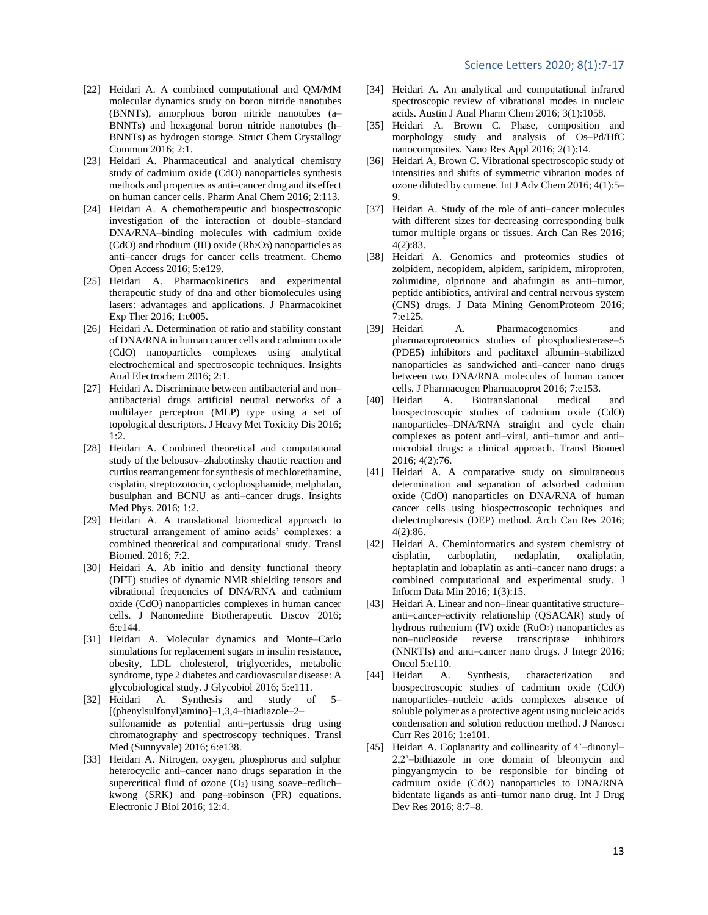[22] Heidari A. A combined computational and QM/MM molecular dynamics study on boron nitride nanotubes (BNNTs), amorphous boron nitride nanotubes (a–BNNTs) and hexagonal boron nitride nanotubes (h–BNNTs) as hydrogen storage. Struct Chem Crystallogr Commun 2016; 2:1.

[23] Heidari A. Pharmaceutical and analytical chemistry study of cadmium oxide (CdO) nanoparticles synthesis methods and properties as anti–cancer drug and its effect on human cancer cells. Pharm Anal Chem 2016; 2:113.

[24] Heidari A. A chemotherapeutic and biospectroscopic investigation of the interaction of double–standard DNA/RNA–binding molecules with cadmium oxide (CdO) and rhodium (III) oxide ($Rh_2O_3$) nanoparticles as anti–cancer drugs for cancer cells treatment. Chemo Open Access 2016; 5:e129.

[25] Heidari A. Pharmacokinetics and experimental therapeutic study of dna and other biomolecules using lasers: advantages and applications. J Pharmacokinet Exp Ther 2016; 1:e005.

[26] Heidari A. Determination of ratio and stability constant of DNA/RNA in human cancer cells and cadmium oxide (CdO) nanoparticles complexes using analytical electrochemical and spectroscopic techniques. Insights Anal Electrochem 2016; 2:1.

[27] Heidari A. Discriminate between antibacterial and non–antibacterial drugs artificial neutral networks of a multilayer perceptron (MLP) type using a set of topological descriptors. J Heavy Met Toxicity Dis 2016; 1:2.

[28] Heidari A. Combined theoretical and computational study of the belousov–zhabotinsky chaotic reaction and curtius rearrangement for synthesis of mechlorethamine, cisplatin, streptozotocin, cyclophosphamide, melphalan, busulphan and BCNU as anti–cancer drugs. Insights Med Phys. 2016; 1:2.

[29] Heidari A. A translational biomedical approach to structural arrangement of amino acids' complexes: a combined theoretical and computational study. Transl Biomed. 2016; 7:2.

[30] Heidari A. Ab initio and density functional theory (DFT) studies of dynamic NMR shielding tensors and vibrational frequencies of DNA/RNA and cadmium oxide (CdO) nanoparticles complexes in human cancer cells. J Nanomedine Biotherapeutic Discov 2016; 6:e144.

[31] Heidari A. Molecular dynamics and Monte–Carlo simulations for replacement sugars in insulin resistance, obesity, LDL cholesterol, triglycerides, metabolic syndrome, type 2 diabetes and cardiovascular disease: A glycobiological study. J Glycobiol 2016; 5:e111.

[32] Heidari A. Synthesis and study of 5–[(phenylsulfonyl)amino]–1,3,4–thiadiazole–2–sulfonamide as potential anti–pertussis drug using chromatography and spectroscopy techniques. Transl Med (Sunnyvale) 2016; 6:e138.

[33] Heidari A. Nitrogen, oxygen, phosphorus and sulphur heterocyclic anti–cancer nano drugs separation in the supercritical fluid of ozone ($O_3$) using soave–redlich–kwong (SRK) and pang–robinson (PR) equations. Electronic J Biol 2016; 12:4.

[34] Heidari A. An analytical and computational infrared spectroscopic review of vibrational modes in nucleic acids. Austin J Anal Pharm Chem 2016; 3(1):1058.

[35] Heidari A. Brown C. Phase, composition and morphology study and analysis of Os–Pd/HfC nanocomposites. Nano Res Appl 2016; 2(1):14.

[36] Heidari A, Brown C. Vibrational spectroscopic study of intensities and shifts of symmetric vibration modes of ozone diluted by cumene. Int J Adv Chem 2016; 4(1):5–9.

[37] Heidari A. Study of the role of anti–cancer molecules with different sizes for decreasing corresponding bulk tumor multiple organs or tissues. Arch Can Res 2016; 4(2):83.

[38] Heidari A. Genomics and proteomics studies of zolpidem, necopidem, alpidem, saripidem, miroprofen, zolimidine, olprinone and abafungin as anti–tumor, peptide antibiotics, antiviral and central nervous system (CNS) drugs. J Data Mining GenomProteom 2016; 7:e125.

[39] Heidari A. Pharmacogenomics and pharmacoproteomics studies of phosphodiesterase–5 (PDE5) inhibitors and paclitaxel albumin–stabilized nanoparticles as sandwiched anti–cancer nano drugs between two DNA/RNA molecules of human cancer cells. J Pharmacogen Pharmacoprot 2016; 7:e153.

[40] Heidari A. Biotranslational medical and biospectroscopic studies of cadmium oxide (CdO) nanoparticles–DNA/RNA straight and cycle chain complexes as potent anti–viral, anti–tumor and anti–microbial drugs: a clinical approach. Transl Biomed 2016; 4(2):76.

[41] Heidari A. A comparative study on simultaneous determination and separation of adsorbed cadmium oxide (CdO) nanoparticles on DNA/RNA of human cancer cells using biospectroscopic techniques and dielectrophoresis (DEP) method. Arch Can Res 2016; 4(2):86.

[42] Heidari A. Cheminformatics and system chemistry of cisplatin, carboplatin, nedaplatin, oxaliplatin, heptaplatin and lobaplatin as anti–cancer nano drugs: a combined computational and experimental study. J Inform Data Min 2016; 1(3):15.

[43] Heidari A. Linear and non–linear quantitative structure–anti–cancer–activity relationship (QSACAR) study of hydrous ruthenium (IV) oxide ($RuO_2$) nanoparticles as non–nucleoside reverse transcriptase inhibitors (NNRTIs) and anti–cancer nano drugs. J Integr 2016; Oncol 5:e110.

[44] Heidari A. Synthesis, characterization and biospectroscopic studies of cadmium oxide (CdO) nanoparticles–nucleic acids complexes absence of soluble polymer as a protective agent using nucleic acids condensation and solution reduction method. J Nanosci Curr Res 2016; 1:e101.

[45] Heidari A. Coplanarity and collinearity of 4'–dinonyl–2,2'–bithiazole in one domain of bleomycin and pingyangmycin to be responsible for binding of cadmium oxide (CdO) nanoparticles to DNA/RNA bidentate ligands as anti–tumor nano drug. Int J Drug Dev Res 2016; 8:7–8.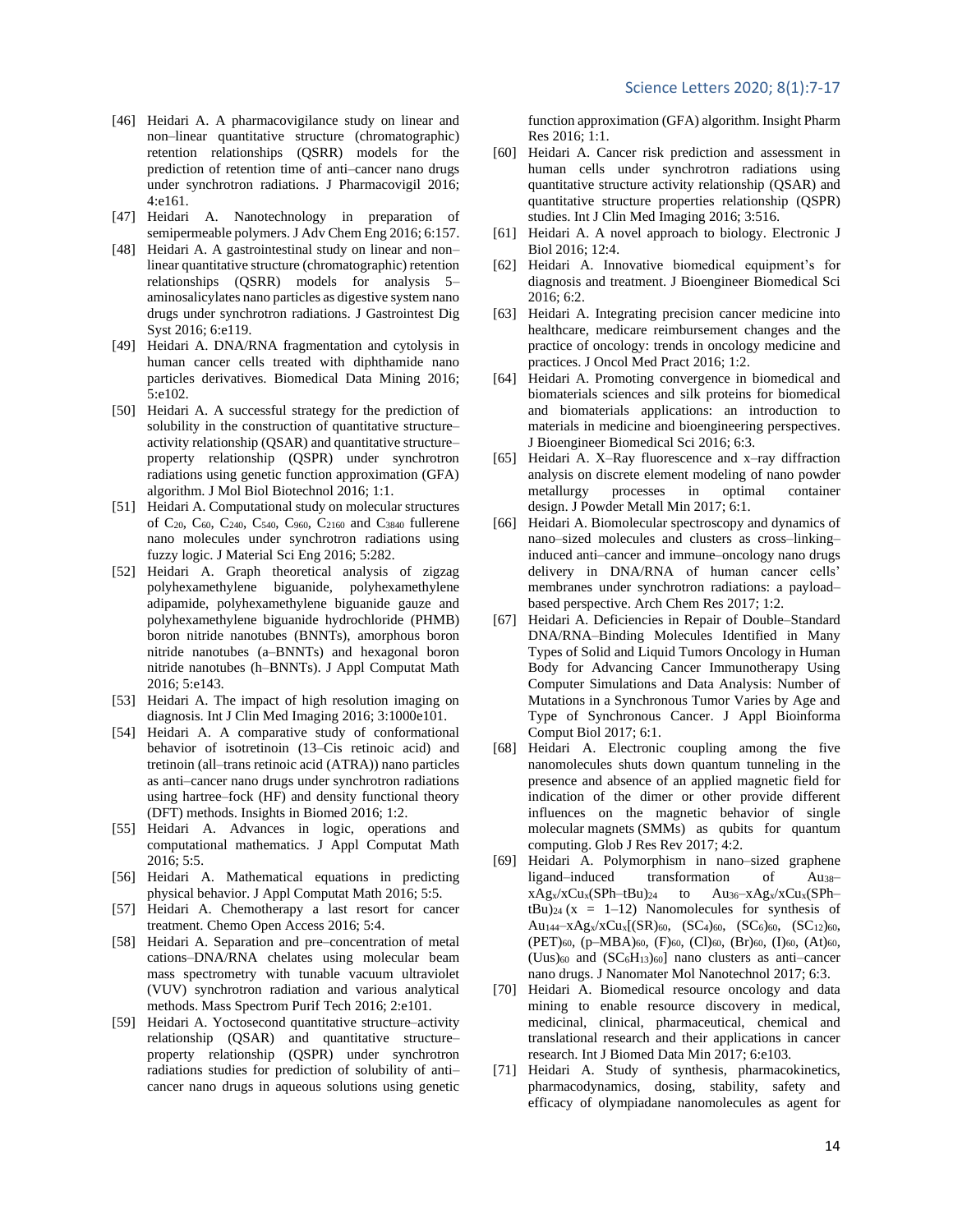[46] Heidari A. A pharmacovigilance study on linear and non–linear quantitative structure (chromatographic) retention relationships (QSRR) models for the prediction of retention time of anti–cancer nano drugs under synchrotron radiations. J Pharmacovigil 2016; 4:e161.

[47] Heidari A. Nanotechnology in preparation of semipermeable polymers. J Adv Chem Eng 2016; 6:157.

[48] Heidari A. A gastrointestinal study on linear and non–linear quantitative structure (chromatographic) retention relationships (QSRR) models for analysis 5–aminosalicylates nano particles as digestive system nano drugs under synchrotron radiations. J Gastrointest Dig Syst 2016; 6:e119.

[49] Heidari A. DNA/RNA fragmentation and cytolysis in human cancer cells treated with diphthamide nano particles derivatives. Biomedical Data Mining 2016; 5:e102.

[50] Heidari A. A successful strategy for the prediction of solubility in the construction of quantitative structure–activity relationship (QSAR) and quantitative structure–property relationship (QSPR) under synchrotron radiations using genetic function approximation (GFA) algorithm. J Mol Biol Biotechnol 2016; 1:1.

[51] Heidari A. Computational study on molecular structures of $C_{20}$, $C_{60}$, $C_{240}$, $C_{540}$, $C_{960}$, $C_{2160}$ and $C_{3840}$ fullerene nano molecules under synchrotron radiations using fuzzy logic. J Material Sci Eng 2016; 5:282.

[52] Heidari A. Graph theoretical analysis of zigzag polyhexamethylene biguanide, polyhexamethylene adipamide, polyhexamethylene biguanide gauze and polyhexamethylene biguanide hydrochloride (PHMB) boron nitride nanotubes (BNNTs), amorphous boron nitride nanotubes (a–BNNTs) and hexagonal boron nitride nanotubes (h–BNNTs). J Appl Computat Math 2016; 5:e143.

[53] Heidari A. The impact of high resolution imaging on diagnosis. Int J Clin Med Imaging 2016; 3:1000e101.

[54] Heidari A. A comparative study of conformational behavior of isotretinoin (13–Cis retinoic acid) and tretinoin (all–trans retinoic acid (ATRA)) nano particles as anti–cancer nano drugs under synchrotron radiations using hartree–fock (HF) and density functional theory (DFT) methods. Insights in Biomed 2016; 1:2.

[55] Heidari A. Advances in logic, operations and computational mathematics. J Appl Computat Math 2016; 5:5.

[56] Heidari A. Mathematical equations in predicting physical behavior. J Appl Computat Math 2016; 5:5.

[57] Heidari A. Chemotherapy a last resort for cancer treatment. Chemo Open Access 2016; 5:4.

[58] Heidari A. Separation and pre–concentration of metal cations–DNA/RNA chelates using molecular beam mass spectrometry with tunable vacuum ultraviolet (VUV) synchrotron radiation and various analytical methods. Mass Spectrom Purif Tech 2016; 2:e101.

[59] Heidari A. Yoctosecond quantitative structure–activity relationship (QSAR) and quantitative structure–property relationship (QSPR) under synchrotron radiations studies for prediction of solubility of anti–cancer nano drugs in aqueous solutions using genetic function approximation (GFA) algorithm. Insight Pharm Res 2016; 1:1.

[60] Heidari A. Cancer risk prediction and assessment in human cells under synchrotron radiations using quantitative structure activity relationship (QSAR) and quantitative structure properties relationship (QSPR) studies. Int J Clin Med Imaging 2016; 3:516.

[61] Heidari A. A novel approach to biology. Electronic J Biol 2016; 12:4.

[62] Heidari A. Innovative biomedical equipment's for diagnosis and treatment. J Bioengineer Biomedical Sci 2016; 6:2.

[63] Heidari A. Integrating precision cancer medicine into healthcare, medicare reimbursement changes and the practice of oncology: trends in oncology medicine and practices. J Oncol Med Pract 2016; 1:2.

[64] Heidari A. Promoting convergence in biomedical and biomaterials sciences and silk proteins for biomedical and biomaterials applications: an introduction to materials in medicine and bioengineering perspectives. J Bioengineer Biomedical Sci 2016; 6:3.

[65] Heidari A. X–Ray fluorescence and x–ray diffraction analysis on discrete element modeling of nano powder metallurgy processes in optimal container design. J Powder Metall Min 2017; 6:1.

[66] Heidari A. Biomolecular spectroscopy and dynamics of nano–sized molecules and clusters as cross–linking–induced anti–cancer and immune–oncology nano drugs delivery in DNA/RNA of human cancer cells' membranes under synchrotron radiations: a payload–based perspective. Arch Chem Res 2017; 1:2.

[67] Heidari A. Deficiencies in Repair of Double–Standard DNA/RNA–Binding Molecules Identified in Many Types of Solid and Liquid Tumors Oncology in Human Body for Advancing Cancer Immunotherapy Using Computer Simulations and Data Analysis: Number of Mutations in a Synchronous Tumor Varies by Age and Type of Synchronous Cancer. J Appl Bioinforma Comput Biol 2017; 6:1.

[68] Heidari A. Electronic coupling among the five nanomolecules shuts down quantum tunneling in the presence and absence of an applied magnetic field for indication of the dimer or other provide different influences on the magnetic behavior of single molecular magnets (SMMs) as qubits for quantum computing. Glob J Res Rev 2017; 4:2.

[69] Heidari A. Polymorphism in nano–sized graphene ligand–induced transformation of $Au_{38}$–$xAg_x$/$xCu_x(SPh\text{–}tBu)_{24}$ to $Au_{36}$–$xAg_x$/$xCu_x(SPh\text{–}tBu)_{24}$ (x = 1–12) Nanomolecules for synthesis of $Au_{144}$–$xAg_x$/$xCu_x[(SR)_{60}$, $(SC_4)_{60}$, $(SC_6)_{60}$, $(SC_{12})_{60}$, $(PET)_{60}$, $(p\text{–}MBA)_{60}$, $(F)_{60}$, $(Cl)_{60}$, $(Br)_{60}$, $(I)_{60}$, $(At)_{60}$, $(Uus)_{60}$ and $(SC_6H_{13})_{60}]$ nano clusters as anti–cancer nano drugs. J Nanomater Mol Nanotechnol 2017; 6:3.

[70] Heidari A. Biomedical resource oncology and data mining to enable resource discovery in medical, medicinal, clinical, pharmaceutical, chemical and translational research and their applications in cancer research. Int J Biomed Data Min 2017; 6:e103.

[71] Heidari A. Study of synthesis, pharmacokinetics, pharmacodynamics, dosing, stability, safety and efficacy of olympiadane nanomolecules as agent for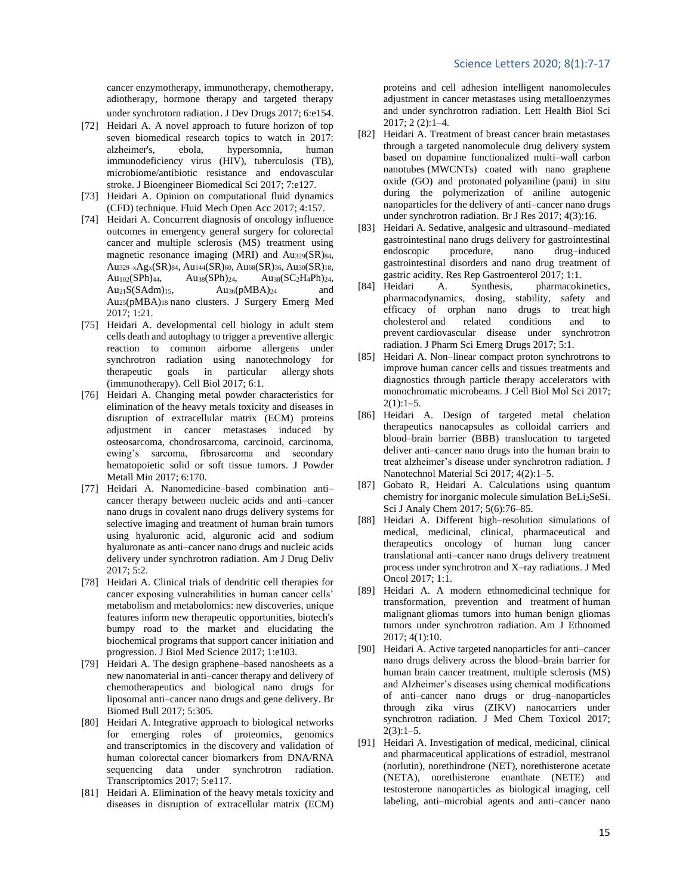cancer enzymotherapy, immunotherapy, chemotherapy, adiotherapy, hormone therapy and targeted therapy under synchrotorn radiation. J Dev Drugs 2017; 6:e154.

- [72] Heidari A. A novel approach to future horizon of top seven biomedical research topics to watch in 2017: alzheimer's, ebola, hypersomnia, human immunodeficiency virus (HIV), tuberculosis (TB), microbiome/antibiotic resistance and endovascular stroke. J Bioengineer Biomedical Sci 2017; 7:e127.
- [73] Heidari A. Opinion on computational fluid dynamics (CFD) technique. Fluid Mech Open Acc 2017; 4:157.
- [74] Heidari A. Concurrent diagnosis of oncology influence outcomes in emergency general surgery for colorectal cancer and multiple sclerosis (MS) treatment using magnetic resonance imaging (MRI) and $Au_{329}(SR)_{84}$, $Au_{329-x}Ag_x(SR)_{84}$, $Au_{144}(SR)_{60}$, $Au_{68}(SR)_{36}$, $Au_{30}(SR)_{18}$, $Au_{102}(SPh)_{44}$, $Au_{38}(SPh)_{24}$, $Au_{38}(SC_2H_4Ph)_{24}$, $Au_{21}S(SAdm)_{15}$, $Au_{36}(pMBA)_{24}$ and $Au_{25}(pMBA)_{18}$ nano clusters. J Surgery Emerg Med 2017; 1:21.
- [75] Heidari A. developmental cell biology in adult stem cells death and autophagy to trigger a preventive allergic reaction to common airborne allergens under synchrotron radiation using nanotechnology for therapeutic goals in particular allergy shots (immunotherapy). Cell Biol 2017; 6:1.
- [76] Heidari A. Changing metal powder characteristics for elimination of the heavy metals toxicity and diseases in disruption of extracellular matrix (ECM) proteins adjustment in cancer metastases induced by osteosarcoma, chondrosarcoma, carcinoid, carcinoma, ewing's sarcoma, fibrosarcoma and secondary hematopoietic solid or soft tissue tumors. J Powder Metall Min 2017; 6:170.
- [77] Heidari A. Nanomedicine–based combination anti–cancer therapy between nucleic acids and anti–cancer nano drugs in covalent nano drugs delivery systems for selective imaging and treatment of human brain tumors using hyaluronic acid, alguronic acid and sodium hyaluronate as anti–cancer nano drugs and nucleic acids delivery under synchrotron radiation. Am J Drug Deliv 2017; 5:2.
- [78] Heidari A. Clinical trials of dendritic cell therapies for cancer exposing vulnerabilities in human cancer cells' metabolism and metabolomics: new discoveries, unique features inform new therapeutic opportunities, biotech's bumpy road to the market and elucidating the biochemical programs that support cancer initiation and progression. J Biol Med Science 2017; 1:e103.
- [79] Heidari A. The design graphene–based nanosheets as a new nanomaterial in anti–cancer therapy and delivery of chemotherapeutics and biological nano drugs for liposomal anti–cancer nano drugs and gene delivery. Br Biomed Bull 2017; 5:305.
- [80] Heidari A. Integrative approach to biological networks for emerging roles of proteomics, genomics and transcriptomics in the discovery and validation of human colorectal cancer biomarkers from DNA/RNA sequencing data under synchrotron radiation. Transcriptomics 2017; 5:e117.
- [81] Heidari A. Elimination of the heavy metals toxicity and diseases in disruption of extracellular matrix (ECM) proteins and cell adhesion intelligent nanomolecules adjustment in cancer metastases using metalloenzymes and under synchrotron radiation. Lett Health Biol Sci 2017; 2 (2):1–4.
- [82] Heidari A. Treatment of breast cancer brain metastases through a targeted nanomolecule drug delivery system based on dopamine functionalized multi–wall carbon nanotubes (MWCNTs) coated with nano graphene oxide (GO) and protonated polyaniline (pani) in situ during the polymerization of aniline autogenic nanoparticles for the delivery of anti–cancer nano drugs under synchrotron radiation. Br J Res 2017; 4(3):16.
- [83] Heidari A. Sedative, analgesic and ultrasound–mediated gastrointestinal nano drugs delivery for gastrointestinal endoscopic procedure, nano drug–induced gastrointestinal disorders and nano drug treatment of gastric acidity. Res Rep Gastroenterol 2017; 1:1.
- [84] Heidari A. Synthesis, pharmacokinetics, pharmacodynamics, dosing, stability, safety and efficacy of orphan nano drugs to treat high cholesterol and related conditions and to prevent cardiovascular disease under synchrotron radiation. J Pharm Sci Emerg Drugs 2017; 5:1.
- [85] Heidari A. Non–linear compact proton synchrotrons to improve human cancer cells and tissues treatments and diagnostics through particle therapy accelerators with monochromatic microbeams. J Cell Biol Mol Sci 2017; 2(1):1–5.
- [86] Heidari A. Design of targeted metal chelation therapeutics nanocapsules as colloidal carriers and blood–brain barrier (BBB) translocation to targeted deliver anti–cancer nano drugs into the human brain to treat alzheimer's disease under synchrotron radiation. J Nanotechnol Material Sci 2017; 4(2):1–5.
- [87] Gobato R, Heidari A. Calculations using quantum chemistry for inorganic molecule simulation $BeLi_2SeSi$. Sci J Analy Chem 2017; 5(6):76–85.
- [88] Heidari A. Different high–resolution simulations of medical, medicinal, clinical, pharmaceutical and therapeutics oncology of human lung cancer translational anti–cancer nano drugs delivery treatment process under synchrotron and X–ray radiations. J Med Oncol 2017; 1:1.
- [89] Heidari A. A modern ethnomedicinal technique for transformation, prevention and treatment of human malignant gliomas tumors into human benign gliomas tumors under synchrotron radiation. Am J Ethnomed 2017; 4(1):10.
- [90] Heidari A. Active targeted nanoparticles for anti–cancer nano drugs delivery across the blood–brain barrier for human brain cancer treatment, multiple sclerosis (MS) and Alzheimer's diseases using chemical modifications of anti–cancer nano drugs or drug–nanoparticles through zika virus (ZIKV) nanocarriers under synchrotron radiation. J Med Chem Toxicol 2017; 2(3):1–5.
- [91] Heidari A. Investigation of medical, medicinal, clinical and pharmaceutical applications of estradiol, mestranol (norlutin), norethindrone (NET), norethisterone acetate (NETA), norethisterone enanthate (NETE) and testosterone nanoparticles as biological imaging, cell labeling, anti–microbial agents and anti–cancer nano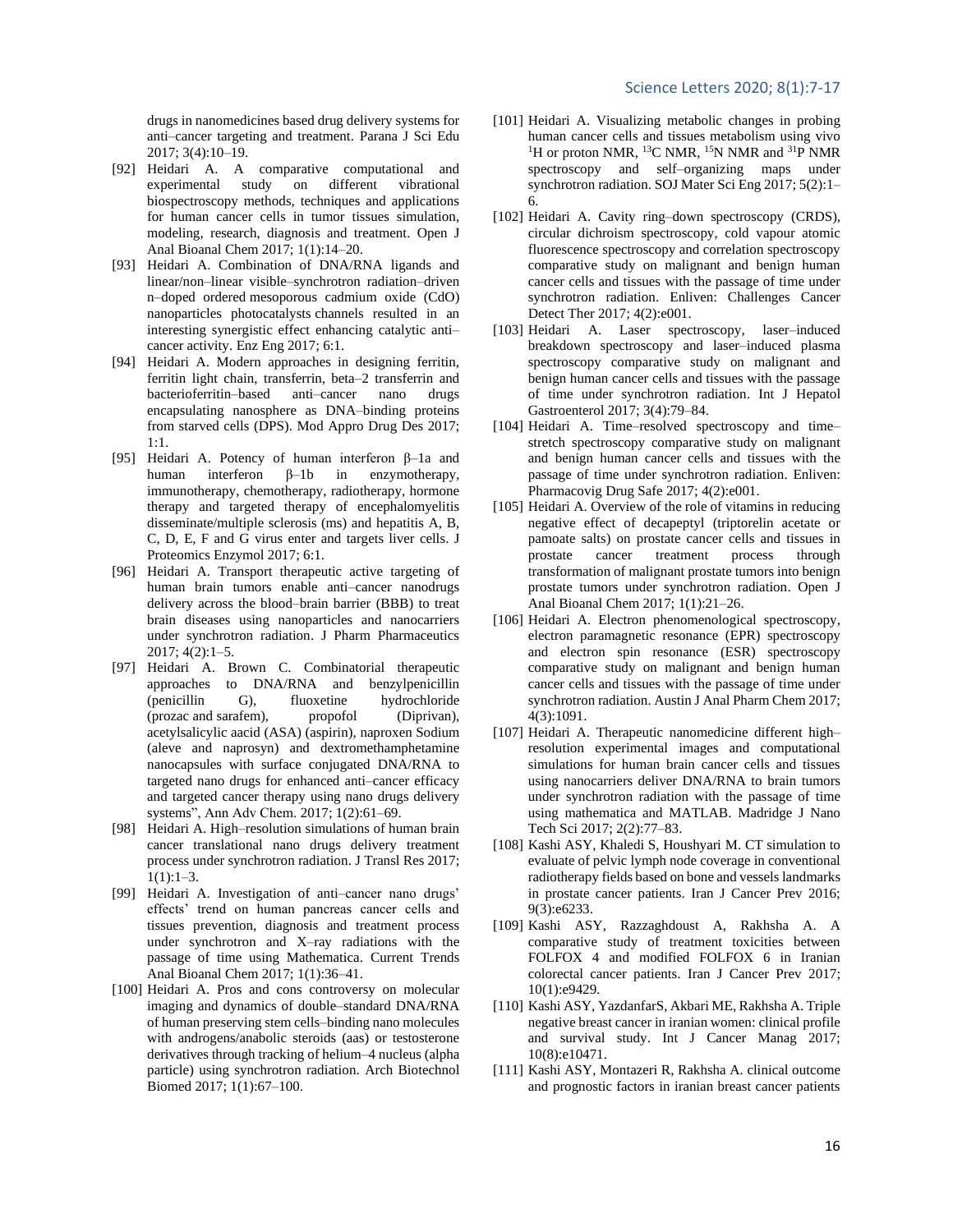drugs in nanomedicines based drug delivery systems for anti–cancer targeting and treatment. Parana J Sci Edu 2017; 3(4):10–19.

[92] Heidari A. A comparative computational and experimental study on different vibrational biospectroscopy methods, techniques and applications for human cancer cells in tumor tissues simulation, modeling, research, diagnosis and treatment. Open J Anal Bioanal Chem 2017; 1(1):14–20.

[93] Heidari A. Combination of DNA/RNA ligands and linear/non–linear visible–synchrotron radiation–driven n–doped ordered mesoporous cadmium oxide (CdO) nanoparticles photocatalysts channels resulted in an interesting synergistic effect enhancing catalytic anti–cancer activity. Enz Eng 2017; 6:1.

[94] Heidari A. Modern approaches in designing ferritin, ferritin light chain, transferrin, beta–2 transferrin and bacterioferritin–based anti–cancer nano drugs encapsulating nanosphere as DNA–binding proteins from starved cells (DPS). Mod Appro Drug Des 2017; 1:1.

[95] Heidari A. Potency of human interferon β–1a and human interferon β–1b in enzymotherapy, immunotherapy, chemotherapy, radiotherapy, hormone therapy and targeted therapy of encephalomyelitis disseminate/multiple sclerosis (ms) and hepatitis A, B, C, D, E, F and G virus enter and targets liver cells. J Proteomics Enzymol 2017; 6:1.

[96] Heidari A. Transport therapeutic active targeting of human brain tumors enable anti–cancer nanodrugs delivery across the blood–brain barrier (BBB) to treat brain diseases using nanoparticles and nanocarriers under synchrotron radiation. J Pharm Pharmaceutics 2017; 4(2):1–5.

[97] Heidari A. Brown C. Combinatorial therapeutic approaches to DNA/RNA and benzylpenicillin (penicillin G), fluoxetine hydrochloride (prozac and sarafem), propofol (Diprivan), acetylsalicylic aacid (ASA) (aspirin), naproxen Sodium (aleve and naprosyn) and dextromethamphetamine nanocapsules with surface conjugated DNA/RNA to targeted nano drugs for enhanced anti–cancer efficacy and targeted cancer therapy using nano drugs delivery systems", Ann Adv Chem. 2017; 1(2):61–69.

[98] Heidari A. High–resolution simulations of human brain cancer translational nano drugs delivery treatment process under synchrotron radiation. J Transl Res 2017; 1(1):1–3.

[99] Heidari A. Investigation of anti–cancer nano drugs' effects' trend on human pancreas cancer cells and tissues prevention, diagnosis and treatment process under synchrotron and X–ray radiations with the passage of time using Mathematica. Current Trends Anal Bioanal Chem 2017; 1(1):36–41.

[100] Heidari A. Pros and cons controversy on molecular imaging and dynamics of double–standard DNA/RNA of human preserving stem cells–binding nano molecules with androgens/anabolic steroids (aas) or testosterone derivatives through tracking of helium–4 nucleus (alpha particle) using synchrotron radiation. Arch Biotechnol Biomed 2017; 1(1):67–100.

[101] Heidari A. Visualizing metabolic changes in probing human cancer cells and tissues metabolism using vivo $^{1}H$ or proton NMR, $^{13}C$ NMR, $^{15}N$ NMR and $^{31}P$ NMR spectroscopy and self–organizing maps under synchrotron radiation. SOJ Mater Sci Eng 2017; 5(2):1–6.

[102] Heidari A. Cavity ring–down spectroscopy (CRDS), circular dichroism spectroscopy, cold vapour atomic fluorescence spectroscopy and correlation spectroscopy comparative study on malignant and benign human cancer cells and tissues with the passage of time under synchrotron radiation. Enliven: Challenges Cancer Detect Ther 2017; 4(2):e001.

[103] Heidari A. Laser spectroscopy, laser–induced breakdown spectroscopy and laser–induced plasma spectroscopy comparative study on malignant and benign human cancer cells and tissues with the passage of time under synchrotron radiation. Int J Hepatol Gastroenterol 2017; 3(4):79–84.

[104] Heidari A. Time–resolved spectroscopy and time–stretch spectroscopy comparative study on malignant and benign human cancer cells and tissues with the passage of time under synchrotron radiation. Enliven: Pharmacovig Drug Safe 2017; 4(2):e001.

[105] Heidari A. Overview of the role of vitamins in reducing negative effect of decapeptyl (triptorelin acetate or pamoate salts) on prostate cancer cells and tissues in prostate cancer treatment process through transformation of malignant prostate tumors into benign prostate tumors under synchrotron radiation. Open J Anal Bioanal Chem 2017; 1(1):21–26.

[106] Heidari A. Electron phenomenological spectroscopy, electron paramagnetic resonance (EPR) spectroscopy and electron spin resonance (ESR) spectroscopy comparative study on malignant and benign human cancer cells and tissues with the passage of time under synchrotron radiation. Austin J Anal Pharm Chem 2017; 4(3):1091.

[107] Heidari A. Therapeutic nanomedicine different high–resolution experimental images and computational simulations for human brain cancer cells and tissues using nanocarriers deliver DNA/RNA to brain tumors under synchrotron radiation with the passage of time using mathematica and MATLAB. Madridge J Nano Tech Sci 2017; 2(2):77–83.

[108] Kashi ASY, Khaledi S, Houshyari M. CT simulation to evaluate of pelvic lymph node coverage in conventional radiotherapy fields based on bone and vessels landmarks in prostate cancer patients. Iran J Cancer Prev 2016; 9(3):e6233.

[109] Kashi ASY, Razzaghdoust A, Rakhsha A. A comparative study of treatment toxicities between FOLFOX 4 and modified FOLFOX 6 in Iranian colorectal cancer patients. Iran J Cancer Prev 2017; 10(1):e9429.

[110] Kashi ASY, YazdanfarS, Akbari ME, Rakhsha A. Triple negative breast cancer in iranian women: clinical profile and survival study. Int J Cancer Manag 2017; 10(8):e10471.

[111] Kashi ASY, Montazeri R, Rakhsha A. clinical outcome and prognostic factors in iranian breast cancer patients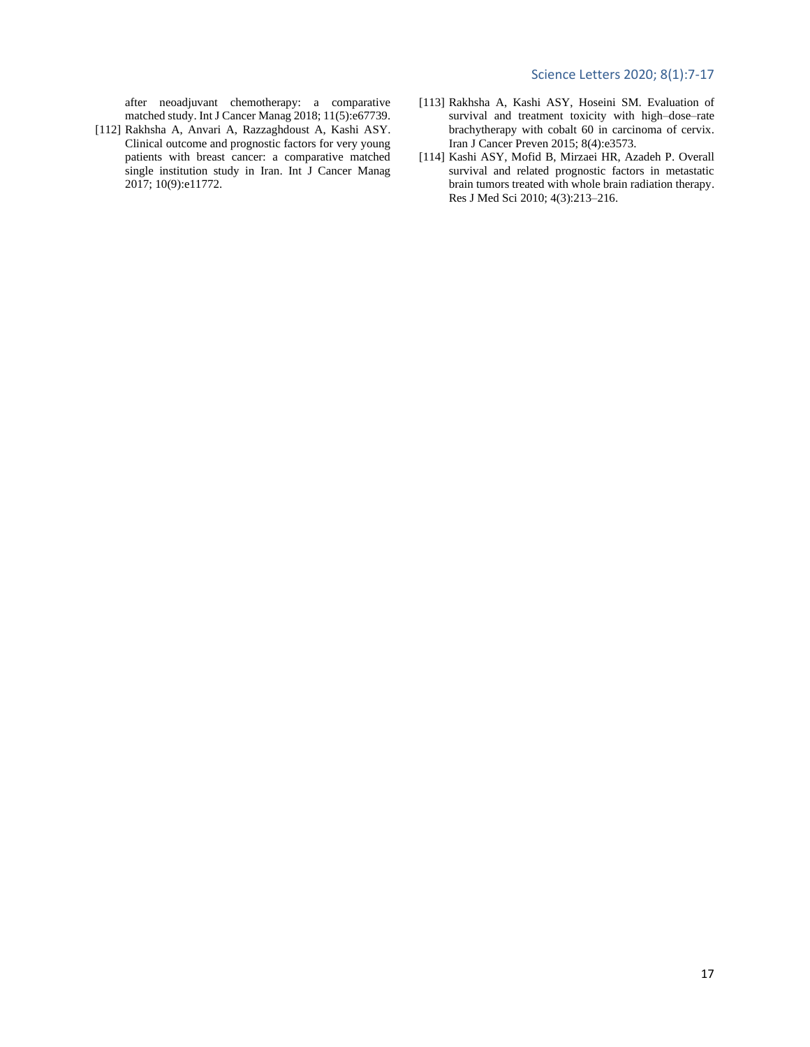after neoadjuvant chemotherapy: a comparative matched study. Int J Cancer Manag 2018; 11(5):e67739.

[112] Rakhsha A, Anvari A, Razzaghdoust A, Kashi ASY. Clinical outcome and prognostic factors for very young patients with breast cancer: a comparative matched single institution study in Iran. Int J Cancer Manag 2017; 10(9):e11772.

[113] Rakhsha A, Kashi ASY, Hoseini SM. Evaluation of survival and treatment toxicity with high–dose–rate brachytherapy with cobalt 60 in carcinoma of cervix. Iran J Cancer Preven 2015; 8(4):e3573.

[114] Kashi ASY, Mofid B, Mirzaei HR, Azadeh P. Overall survival and related prognostic factors in metastatic brain tumors treated with whole brain radiation therapy. Res J Med Sci 2010; 4(3):213–216.